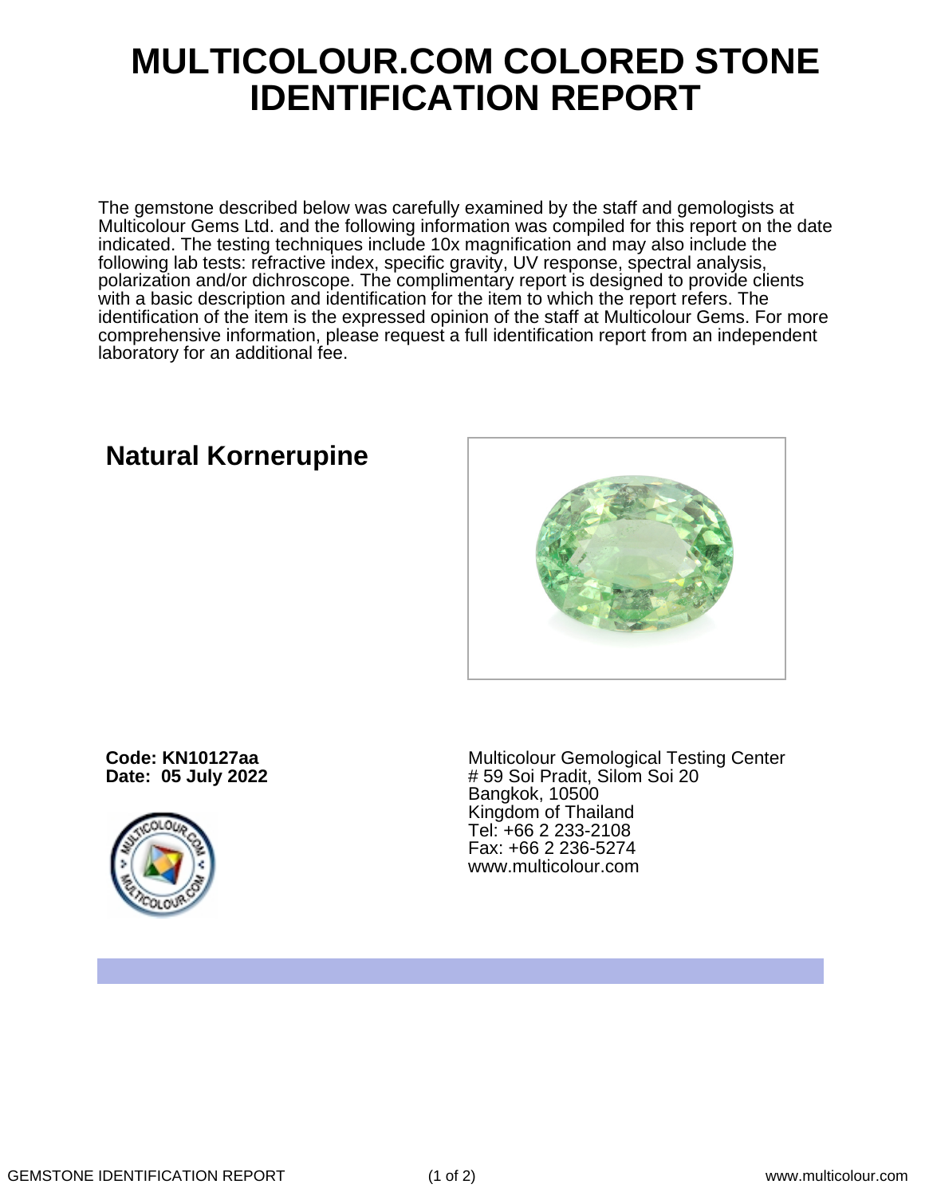# MULTICOLOUR.COM COLORED STONE IDENTIFICATION REPORT

The gemstone described below was carefully examined by the staff and gemologists at Multicolour Gems Ltd. and the following information was compiled for this report on the date indicated. The testing techniques include 10x magnification and may also include the following lab tests: refractive index, specific gravity, UV response, spectral analysis, polarization and/or dichroscope. The complimentary report is designed to provide clients with a basic description and identification for the item to which the report refers. The identification of the item is the expressed opinion of the staff at Multicolour Gems. For more comprehensive information, please request a full identification report from an independent laboratory for an additional fee.

## Natural Kornerupine

**Code: KN10127aa**
**Date: 05 July 2022**

Multicolour Gemological Testing Center
# 59 Soi Pradit, Silom Soi 20
Bangkok, 10500
Kingdom of Thailand
Tel: +66 2 233-2108
Fax: +66 2 236-5274
www.multicolour.com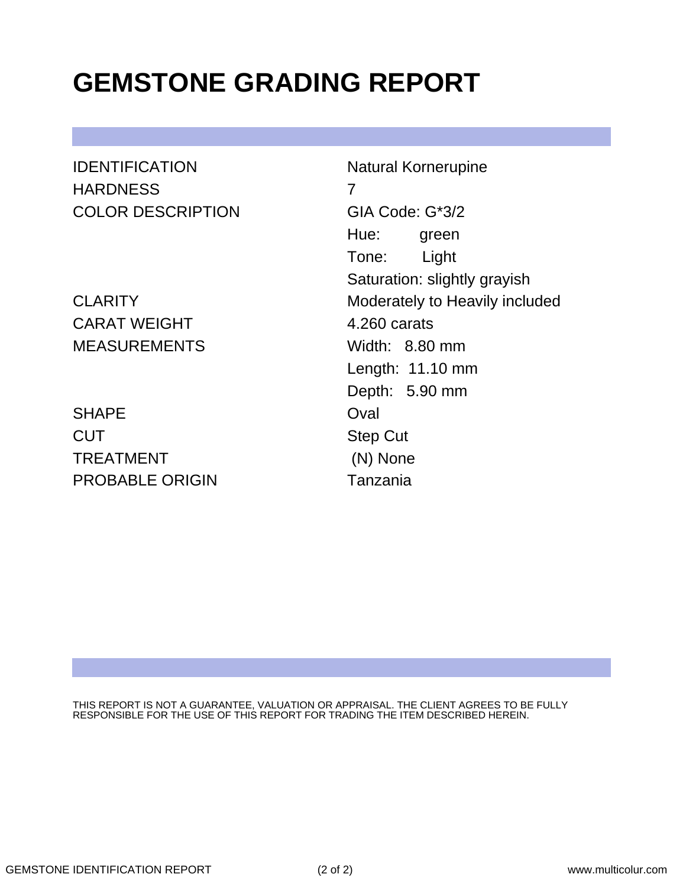# GEMSTONE GRADING REPORT

| | |
|---|---|
| IDENTIFICATION | Natural Kornerupine |
| HARDNESS | 7 |
| COLOR DESCRIPTION | GIA Code: G*3/2 |
| | Hue: green |
| | Tone: Light |
| | Saturation: slightly grayish |
| CLARITY | Moderately to Heavily included |
| CARAT WEIGHT | 4.260 carats |
| MEASUREMENTS | Width: 8.80 mm |
| | Length: 11.10 mm |
| | Depth: 5.90 mm |
| SHAPE | Oval |
| CUT | Step Cut |
| TREATMENT | (N) None |
| PROBABLE ORIGIN | Tanzania |

THIS REPORT IS NOT A GUARANTEE, VALUATION OR APPRAISAL. THE CLIENT AGREES TO BE FULLY RESPONSIBLE FOR THE USE OF THIS REPORT FOR TRADING THE ITEM DESCRIBED HEREIN.